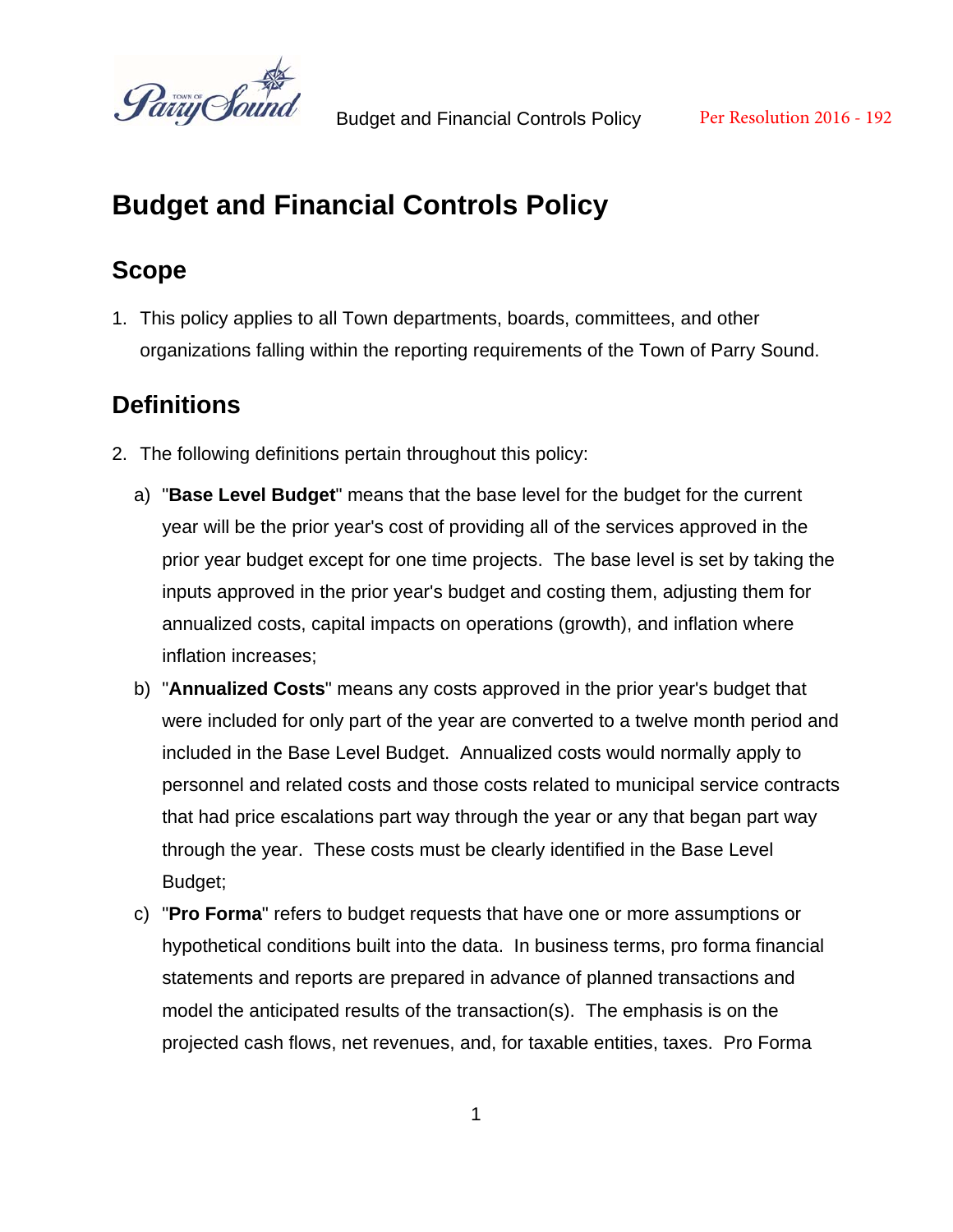# Budget and Financial Controls Policy

## Scope

1. This policy applies to all Town departments, boards, committees, and other organizations falling within the reporting requirements of the Town of Parry Sound.

## Definitions

2. The following definitions pertain throughout this policy:

   a) "**Base Level Budget**" means that the base level for the budget for the current year will be the prior year's cost of providing all of the services approved in the prior year budget except for one time projects. The base level is set by taking the inputs approved in the prior year's budget and costing them, adjusting them for annualized costs, capital impacts on operations (growth), and inflation where inflation increases;

   b) "**Annualized Costs**" means any costs approved in the prior year's budget that were included for only part of the year are converted to a twelve month period and included in the Base Level Budget. Annualized costs would normally apply to personnel and related costs and those costs related to municipal service contracts that had price escalations part way through the year or any that began part way through the year. These costs must be clearly identified in the Base Level Budget;

   c) "**Pro Forma**" refers to budget requests that have one or more assumptions or hypothetical conditions built into the data. In business terms, pro forma financial statements and reports are prepared in advance of planned transactions and model the anticipated results of the transaction(s). The emphasis is on the projected cash flows, net revenues, and, for taxable entities, taxes. Pro Forma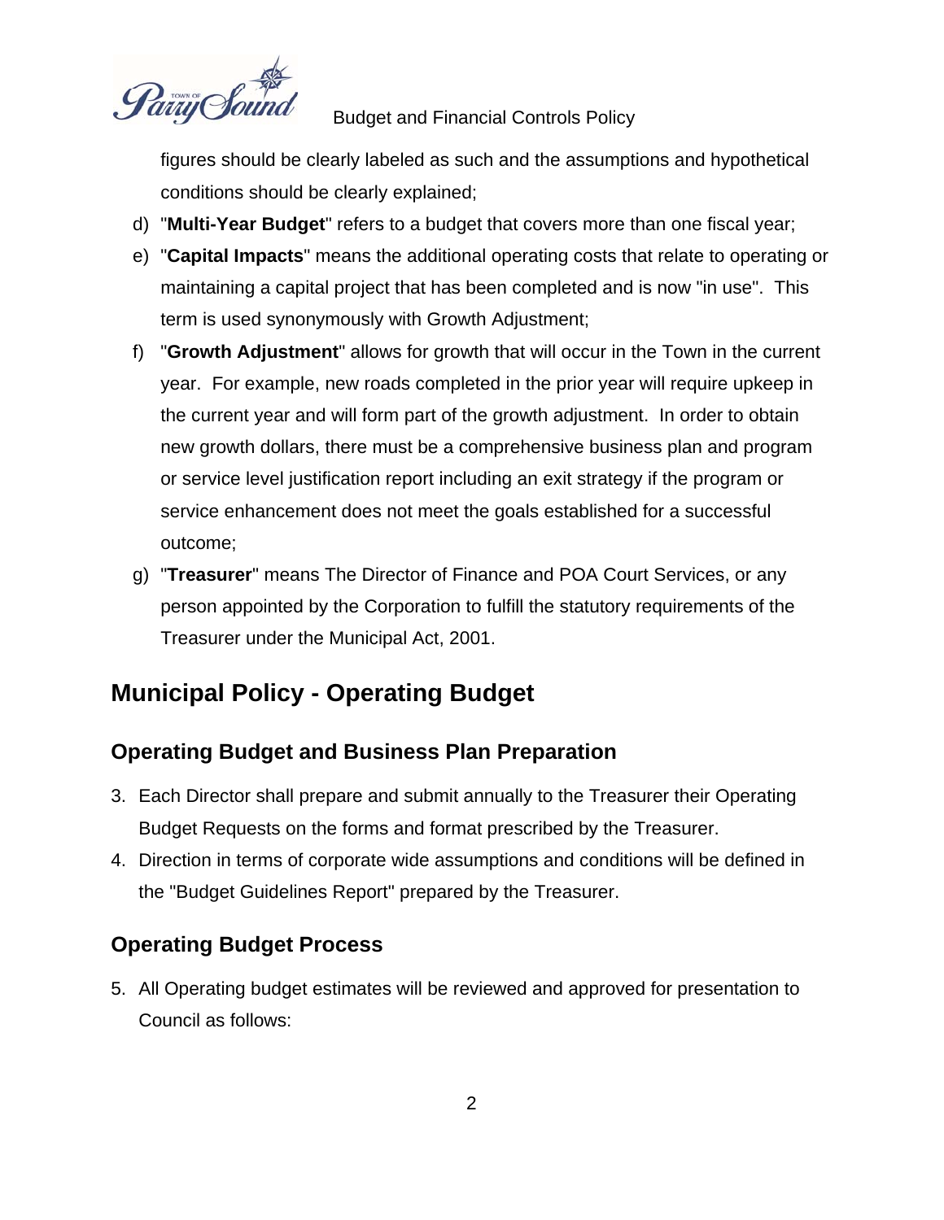figures should be clearly labeled as such and the assumptions and hypothetical conditions should be clearly explained;

d) "**Multi-Year Budget**" refers to a budget that covers more than one fiscal year;

e) "**Capital Impacts**" means the additional operating costs that relate to operating or maintaining a capital project that has been completed and is now "in use". This term is used synonymously with Growth Adjustment;

f) "**Growth Adjustment**" allows for growth that will occur in the Town in the current year. For example, new roads completed in the prior year will require upkeep in the current year and will form part of the growth adjustment. In order to obtain new growth dollars, there must be a comprehensive business plan and program or service level justification report including an exit strategy if the program or service enhancement does not meet the goals established for a successful outcome;

g) "**Treasurer**" means The Director of Finance and POA Court Services, or any person appointed by the Corporation to fulfill the statutory requirements of the Treasurer under the Municipal Act, 2001.

# Municipal Policy - Operating Budget

## Operating Budget and Business Plan Preparation

3. Each Director shall prepare and submit annually to the Treasurer their Operating Budget Requests on the forms and format prescribed by the Treasurer.
4. Direction in terms of corporate wide assumptions and conditions will be defined in the "Budget Guidelines Report" prepared by the Treasurer.

## Operating Budget Process

5. All Operating budget estimates will be reviewed and approved for presentation to Council as follows: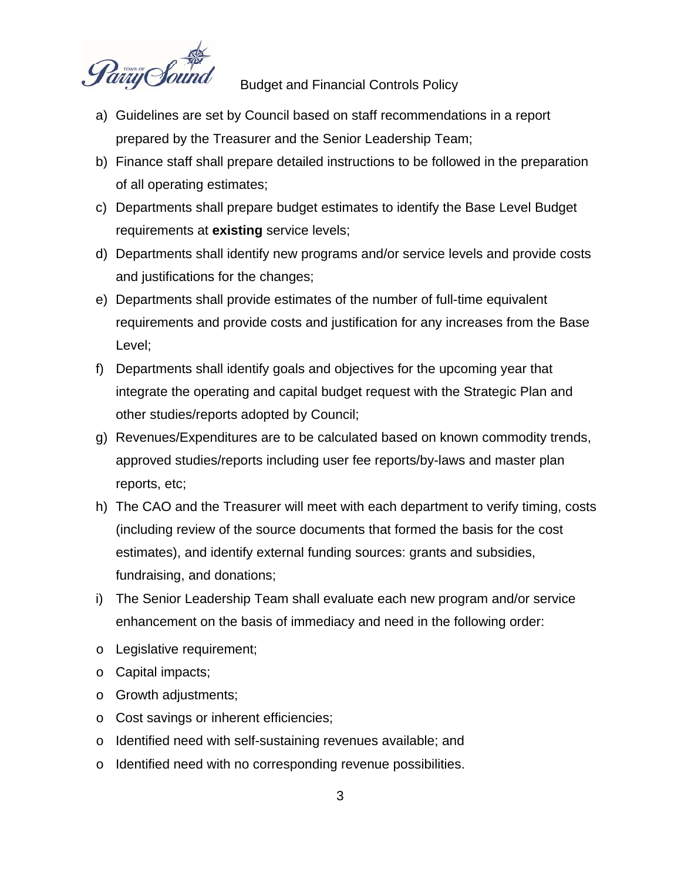a) Guidelines are set by Council based on staff recommendations in a report prepared by the Treasurer and the Senior Leadership Team;
b) Finance staff shall prepare detailed instructions to be followed in the preparation of all operating estimates;
c) Departments shall prepare budget estimates to identify the Base Level Budget requirements at **existing** service levels;
d) Departments shall identify new programs and/or service levels and provide costs and justifications for the changes;
e) Departments shall provide estimates of the number of full-time equivalent requirements and provide costs and justification for any increases from the Base Level;
f) Departments shall identify goals and objectives for the upcoming year that integrate the operating and capital budget request with the Strategic Plan and other studies/reports adopted by Council;
g) Revenues/Expenditures are to be calculated based on known commodity trends, approved studies/reports including user fee reports/by-laws and master plan reports, etc;
h) The CAO and the Treasurer will meet with each department to verify timing, costs (including review of the source documents that formed the basis for the cost estimates), and identify external funding sources: grants and subsidies, fundraising, and donations;
i) The Senior Leadership Team shall evaluate each new program and/or service enhancement on the basis of immediacy and need in the following order:

- Legislative requirement;
- Capital impacts;
- Growth adjustments;
- Cost savings or inherent efficiencies;
- Identified need with self-sustaining revenues available; and
- Identified need with no corresponding revenue possibilities.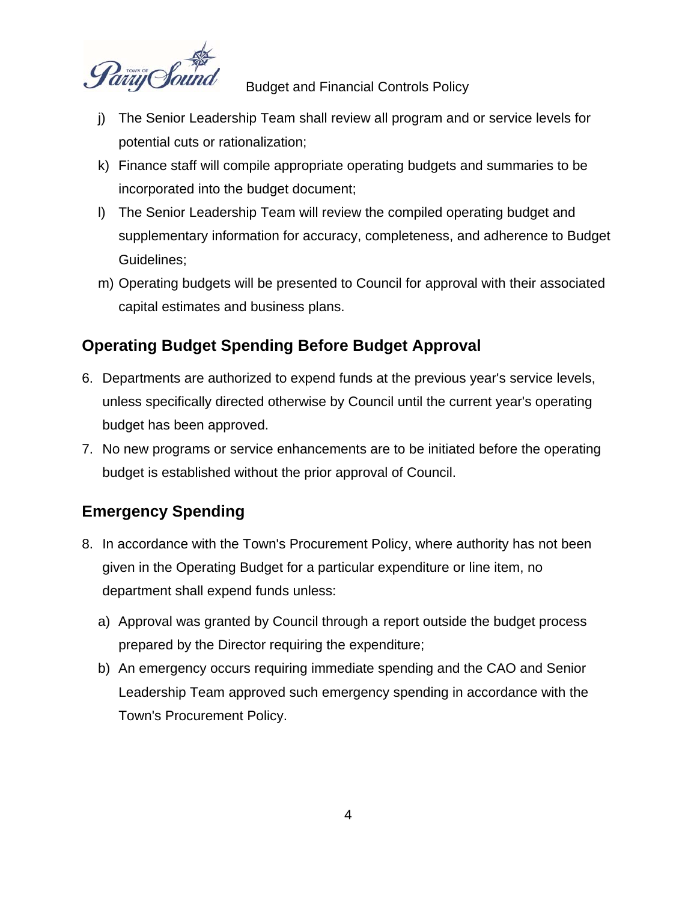j) The Senior Leadership Team shall review all program and or service levels for potential cuts or rationalization;

k) Finance staff will compile appropriate operating budgets and summaries to be incorporated into the budget document;

l) The Senior Leadership Team will review the compiled operating budget and supplementary information for accuracy, completeness, and adherence to Budget Guidelines;

m) Operating budgets will be presented to Council for approval with their associated capital estimates and business plans.

## Operating Budget Spending Before Budget Approval

6. Departments are authorized to expend funds at the previous year's service levels, unless specifically directed otherwise by Council until the current year's operating budget has been approved.
7. No new programs or service enhancements are to be initiated before the operating budget is established without the prior approval of Council.

## Emergency Spending

8. In accordance with the Town's Procurement Policy, where authority has not been given in the Operating Budget for a particular expenditure or line item, no department shall expend funds unless:

   a) Approval was granted by Council through a report outside the budget process prepared by the Director requiring the expenditure;

   b) An emergency occurs requiring immediate spending and the CAO and Senior Leadership Team approved such emergency spending in accordance with the Town's Procurement Policy.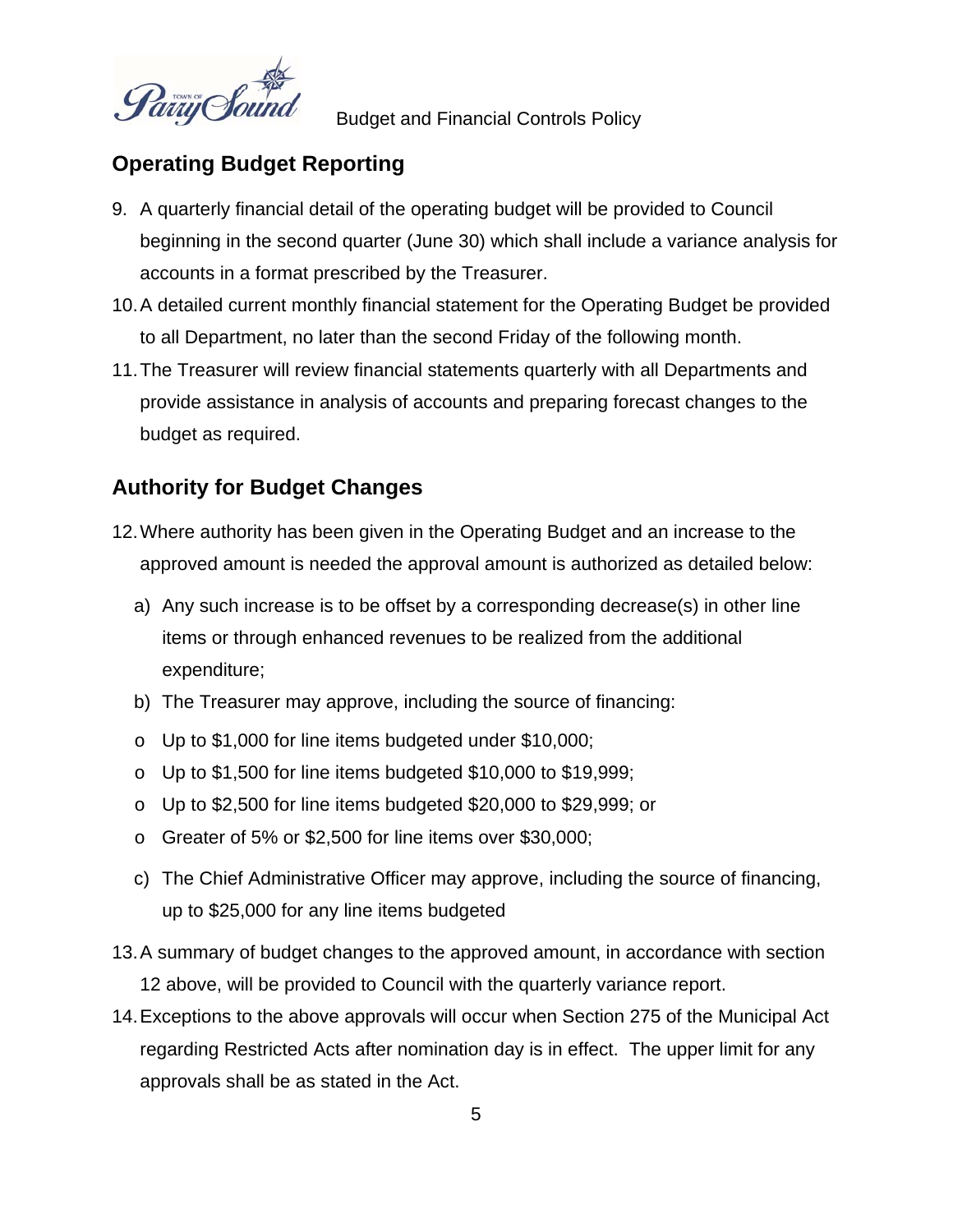## Operating Budget Reporting

9. A quarterly financial detail of the operating budget will be provided to Council beginning in the second quarter (June 30) which shall include a variance analysis for accounts in a format prescribed by the Treasurer.
10. A detailed current monthly financial statement for the Operating Budget be provided to all Department, no later than the second Friday of the following month.
11. The Treasurer will review financial statements quarterly with all Departments and provide assistance in analysis of accounts and preparing forecast changes to the budget as required.

## Authority for Budget Changes

12. Where authority has been given in the Operating Budget and an increase to the approved amount is needed the approval amount is authorized as detailed below:
    a) Any such increase is to be offset by a corresponding decrease(s) in other line items or through enhanced revenues to be realized from the additional expenditure;
    b) The Treasurer may approve, including the source of financing:
    - Up to $1,000 for line items budgeted under $10,000;
    - Up to $1,500 for line items budgeted $10,000 to $19,999;
    - Up to $2,500 for line items budgeted $20,000 to $29,999; or
    - Greater of 5% or $2,500 for line items over $30,000;

    c) The Chief Administrative Officer may approve, including the source of financing, up to $25,000 for any line items budgeted
13. A summary of budget changes to the approved amount, in accordance with section 12 above, will be provided to Council with the quarterly variance report.
14. Exceptions to the above approvals will occur when Section 275 of the Municipal Act regarding Restricted Acts after nomination day is in effect. The upper limit for any approvals shall be as stated in the Act.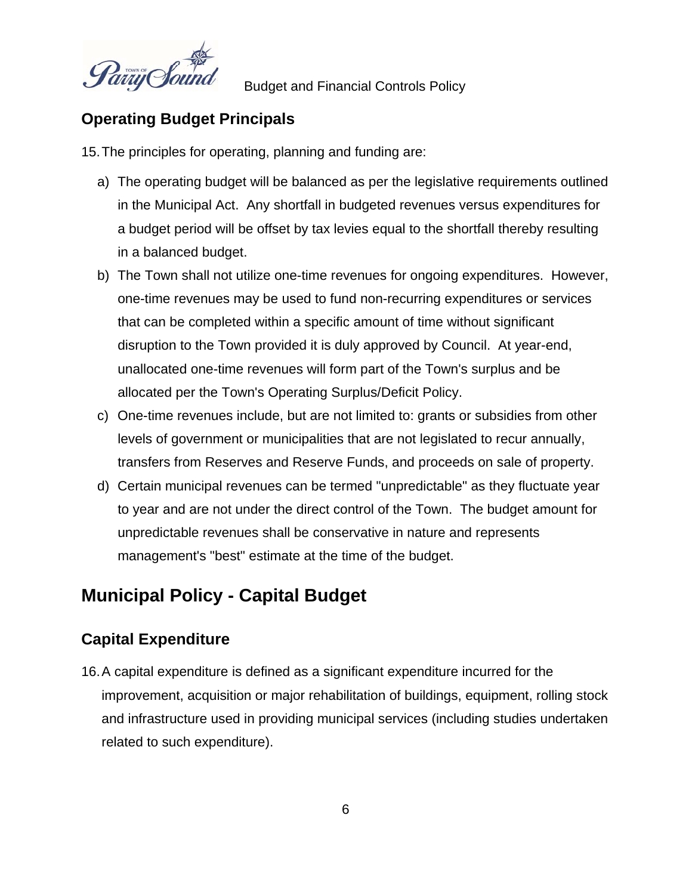## Operating Budget Principals

15. The principles for operating, planning and funding are:

   a) The operating budget will be balanced as per the legislative requirements outlined in the Municipal Act. Any shortfall in budgeted revenues versus expenditures for a budget period will be offset by tax levies equal to the shortfall thereby resulting in a balanced budget.

   b) The Town shall not utilize one-time revenues for ongoing expenditures. However, one-time revenues may be used to fund non-recurring expenditures or services that can be completed within a specific amount of time without significant disruption to the Town provided it is duly approved by Council. At year-end, unallocated one-time revenues will form part of the Town's surplus and be allocated per the Town's Operating Surplus/Deficit Policy.

   c) One-time revenues include, but are not limited to: grants or subsidies from other levels of government or municipalities that are not legislated to recur annually, transfers from Reserves and Reserve Funds, and proceeds on sale of property.

   d) Certain municipal revenues can be termed "unpredictable" as they fluctuate year to year and are not under the direct control of the Town. The budget amount for unpredictable revenues shall be conservative in nature and represents management's "best" estimate at the time of the budget.

# Municipal Policy - Capital Budget

## Capital Expenditure

16. A capital expenditure is defined as a significant expenditure incurred for the improvement, acquisition or major rehabilitation of buildings, equipment, rolling stock and infrastructure used in providing municipal services (including studies undertaken related to such expenditure).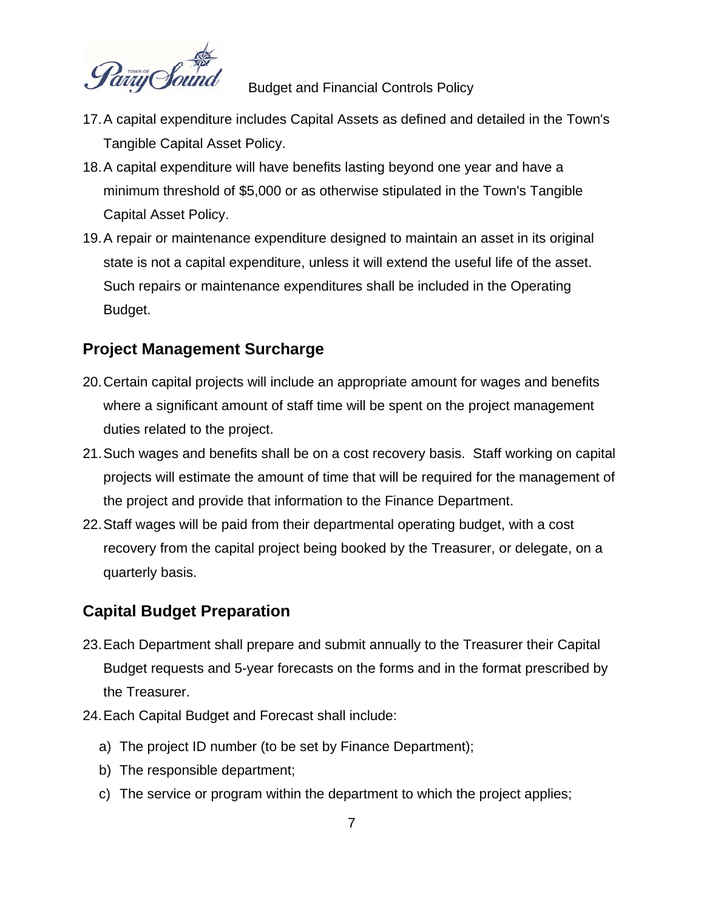17. A capital expenditure includes Capital Assets as defined and detailed in the Town's Tangible Capital Asset Policy.
18. A capital expenditure will have benefits lasting beyond one year and have a minimum threshold of $5,000 or as otherwise stipulated in the Town's Tangible Capital Asset Policy.
19. A repair or maintenance expenditure designed to maintain an asset in its original state is not a capital expenditure, unless it will extend the useful life of the asset. Such repairs or maintenance expenditures shall be included in the Operating Budget.

## Project Management Surcharge

20. Certain capital projects will include an appropriate amount for wages and benefits where a significant amount of staff time will be spent on the project management duties related to the project.
21. Such wages and benefits shall be on a cost recovery basis. Staff working on capital projects will estimate the amount of time that will be required for the management of the project and provide that information to the Finance Department.
22. Staff wages will be paid from their departmental operating budget, with a cost recovery from the capital project being booked by the Treasurer, or delegate, on a quarterly basis.

## Capital Budget Preparation

23. Each Department shall prepare and submit annually to the Treasurer their Capital Budget requests and 5-year forecasts on the forms and in the format prescribed by the Treasurer.
24. Each Capital Budget and Forecast shall include:

    a) The project ID number (to be set by Finance Department);
    b) The responsible department;
    c) The service or program within the department to which the project applies;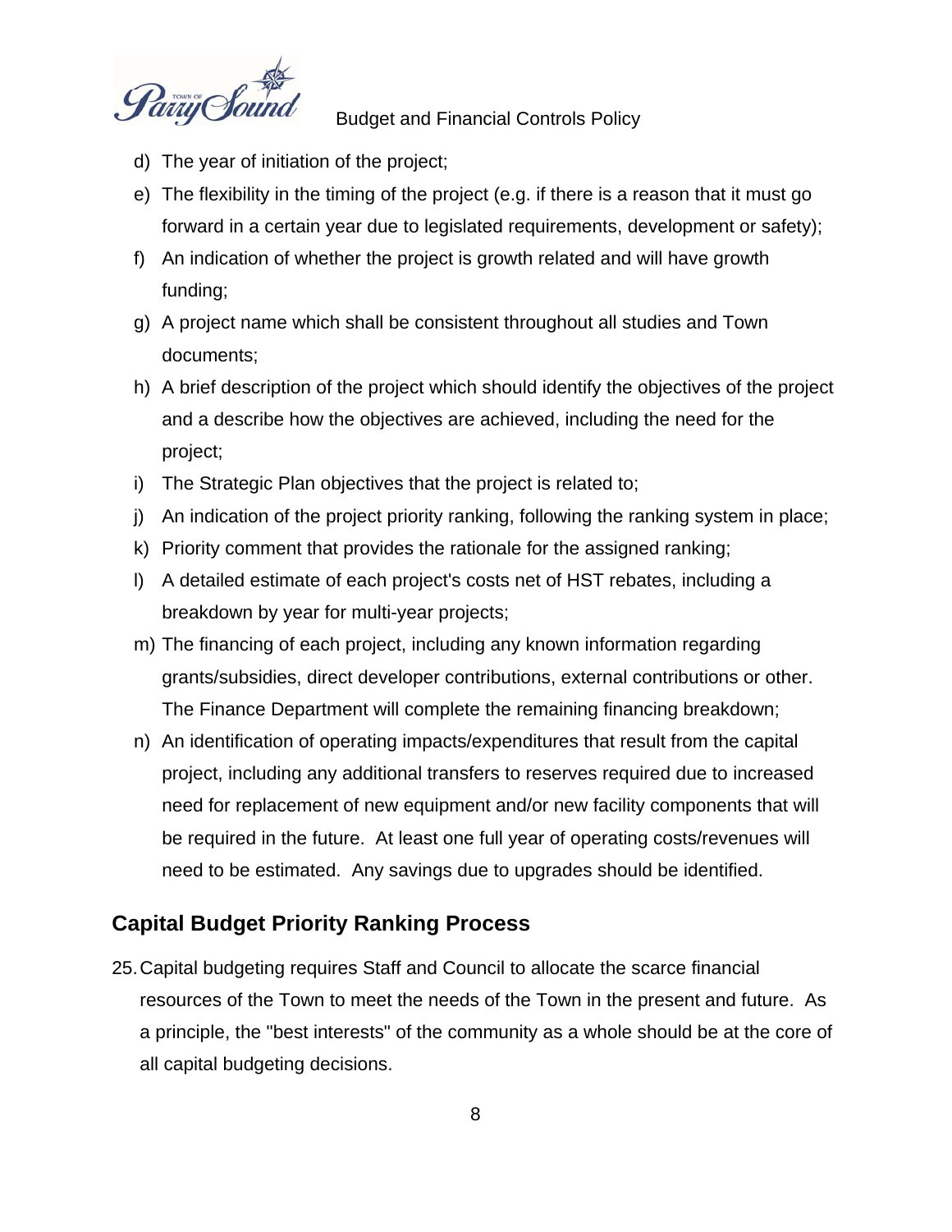d) The year of initiation of the project;

e) The flexibility in the timing of the project (e.g. if there is a reason that it must go forward in a certain year due to legislated requirements, development or safety);

f) An indication of whether the project is growth related and will have growth funding;

g) A project name which shall be consistent throughout all studies and Town documents;

h) A brief description of the project which should identify the objectives of the project and a describe how the objectives are achieved, including the need for the project;

i) The Strategic Plan objectives that the project is related to;

j) An indication of the project priority ranking, following the ranking system in place;

k) Priority comment that provides the rationale for the assigned ranking;

l) A detailed estimate of each project's costs net of HST rebates, including a breakdown by year for multi-year projects;

m) The financing of each project, including any known information regarding grants/subsidies, direct developer contributions, external contributions or other. The Finance Department will complete the remaining financing breakdown;

n) An identification of operating impacts/expenditures that result from the capital project, including any additional transfers to reserves required due to increased need for replacement of new equipment and/or new facility components that will be required in the future. At least one full year of operating costs/revenues will need to be estimated. Any savings due to upgrades should be identified.

## Capital Budget Priority Ranking Process

25. Capital budgeting requires Staff and Council to allocate the scarce financial resources of the Town to meet the needs of the Town in the present and future. As a principle, the "best interests" of the community as a whole should be at the core of all capital budgeting decisions.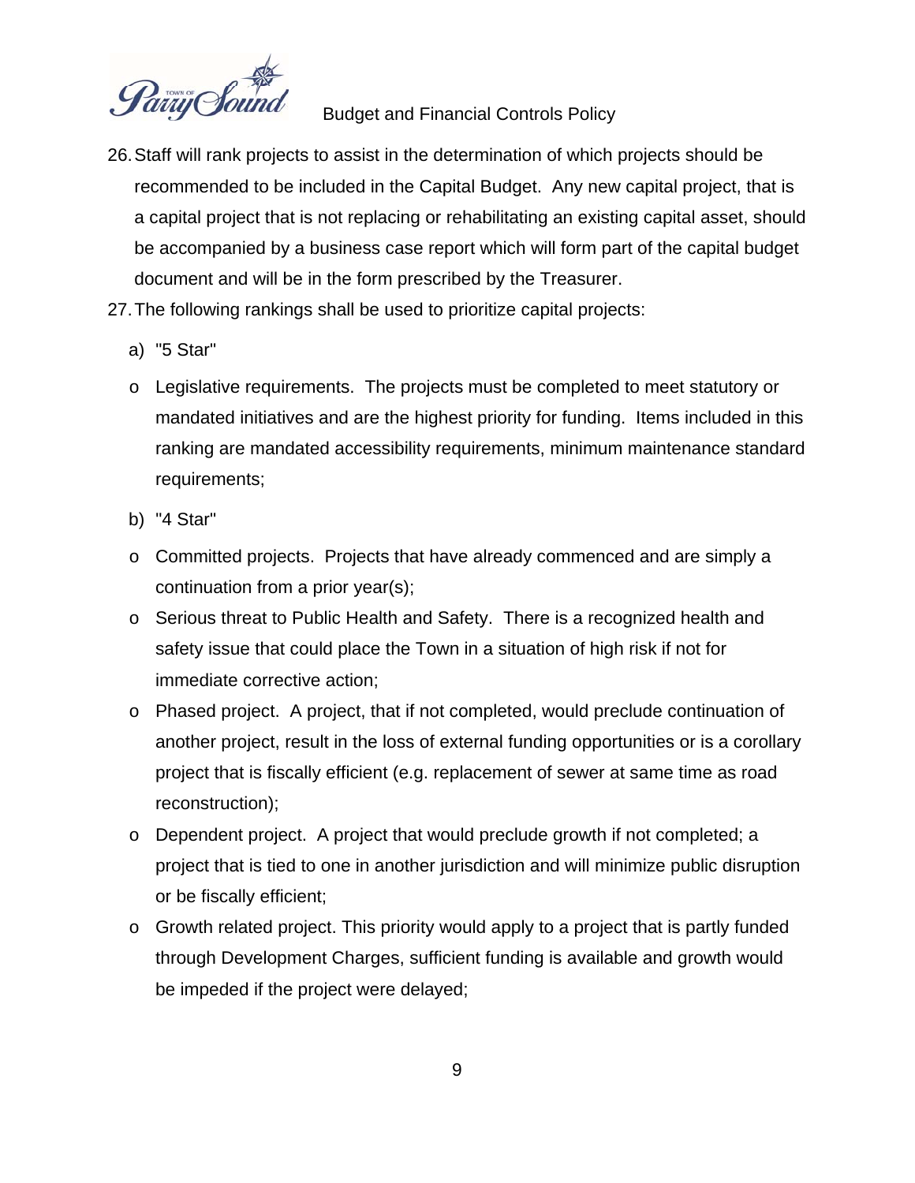26. Staff will rank projects to assist in the determination of which projects should be recommended to be included in the Capital Budget. Any new capital project, that is a capital project that is not replacing or rehabilitating an existing capital asset, should be accompanied by a business case report which will form part of the capital budget document and will be in the form prescribed by the Treasurer.
27. The following rankings shall be used to prioritize capital projects:

   a) "5 Star"

   - Legislative requirements. The projects must be completed to meet statutory or mandated initiatives and are the highest priority for funding. Items included in this ranking are mandated accessibility requirements, minimum maintenance standard requirements;

   b) "4 Star"

   - Committed projects. Projects that have already commenced and are simply a continuation from a prior year(s);
   - Serious threat to Public Health and Safety. There is a recognized health and safety issue that could place the Town in a situation of high risk if not for immediate corrective action;
   - Phased project. A project, that if not completed, would preclude continuation of another project, result in the loss of external funding opportunities or is a corollary project that is fiscally efficient (e.g. replacement of sewer at same time as road reconstruction);
   - Dependent project. A project that would preclude growth if not completed; a project that is tied to one in another jurisdiction and will minimize public disruption or be fiscally efficient;
   - Growth related project. This priority would apply to a project that is partly funded through Development Charges, sufficient funding is available and growth would be impeded if the project were delayed;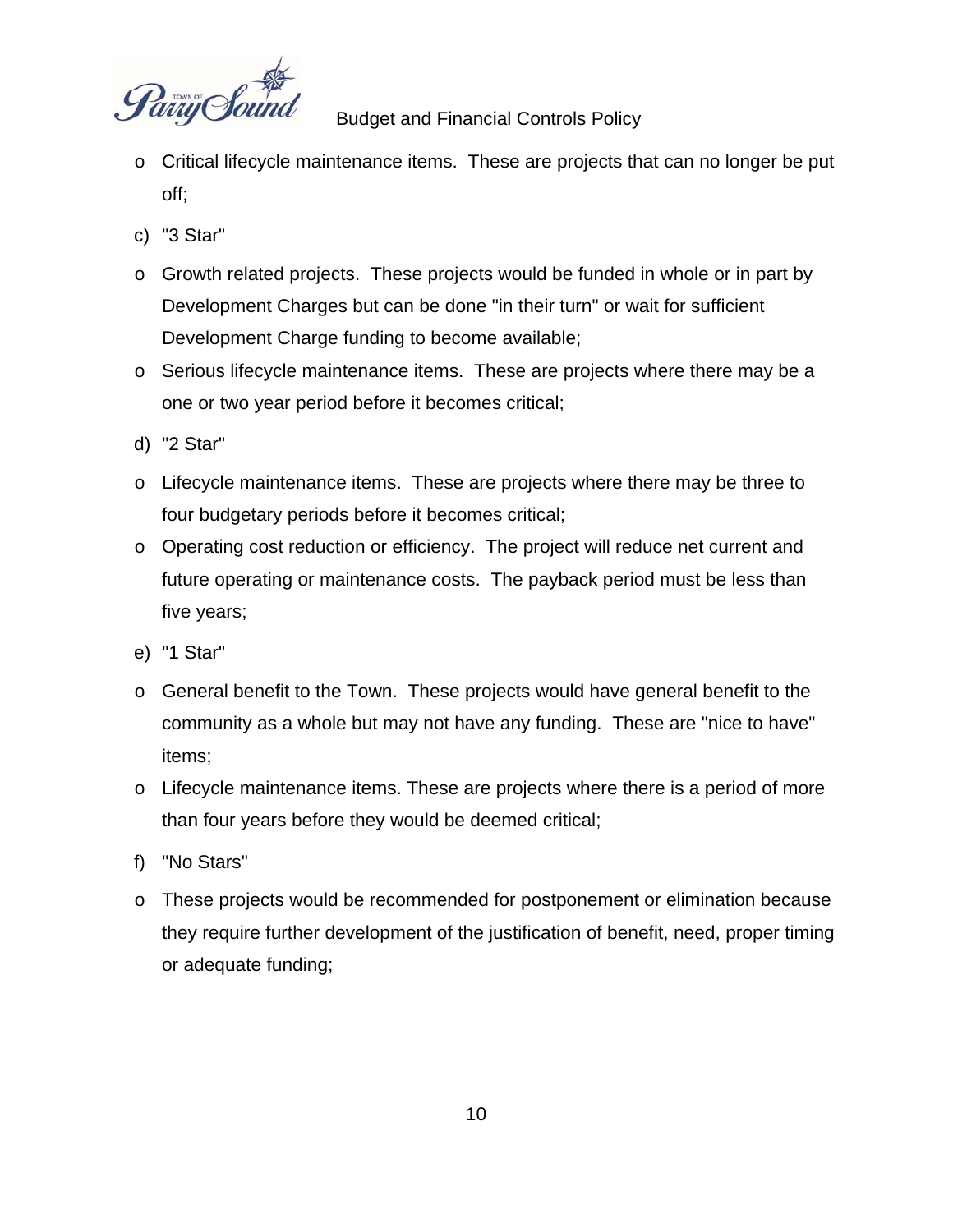- Critical lifecycle maintenance items. These are projects that can no longer be put off;

c) "3 Star"

- Growth related projects. These projects would be funded in whole or in part by Development Charges but can be done "in their turn" or wait for sufficient Development Charge funding to become available;
- Serious lifecycle maintenance items. These are projects where there may be a one or two year period before it becomes critical;

d) "2 Star"

- Lifecycle maintenance items. These are projects where there may be three to four budgetary periods before it becomes critical;
- Operating cost reduction or efficiency. The project will reduce net current and future operating or maintenance costs. The payback period must be less than five years;

e) "1 Star"

- General benefit to the Town. These projects would have general benefit to the community as a whole but may not have any funding. These are "nice to have" items;
- Lifecycle maintenance items. These are projects where there is a period of more than four years before they would be deemed critical;

f) "No Stars"

- These projects would be recommended for postponement or elimination because they require further development of the justification of benefit, need, proper timing or adequate funding;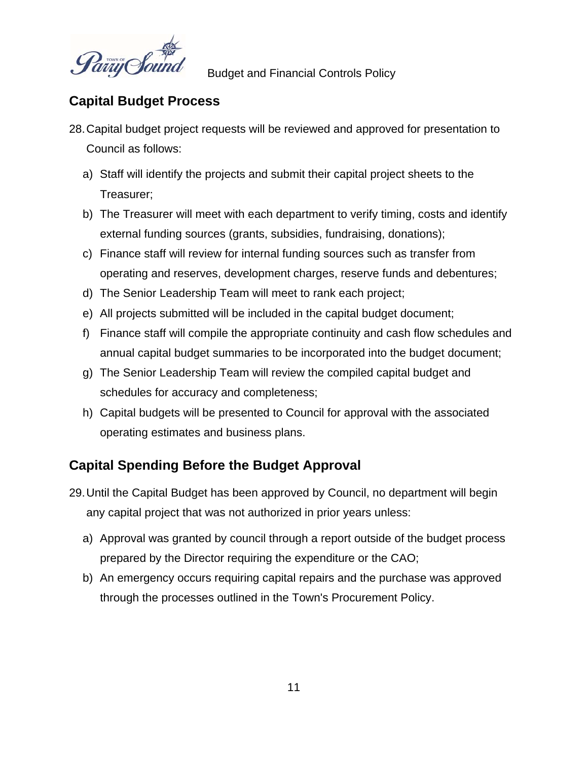## Capital Budget Process

28. Capital budget project requests will be reviewed and approved for presentation to Council as follows:

   a) Staff will identify the projects and submit their capital project sheets to the Treasurer;
   b) The Treasurer will meet with each department to verify timing, costs and identify external funding sources (grants, subsidies, fundraising, donations);
   c) Finance staff will review for internal funding sources such as transfer from operating and reserves, development charges, reserve funds and debentures;
   d) The Senior Leadership Team will meet to rank each project;
   e) All projects submitted will be included in the capital budget document;
   f) Finance staff will compile the appropriate continuity and cash flow schedules and annual capital budget summaries to be incorporated into the budget document;
   g) The Senior Leadership Team will review the compiled capital budget and schedules for accuracy and completeness;
   h) Capital budgets will be presented to Council for approval with the associated operating estimates and business plans.

## Capital Spending Before the Budget Approval

29. Until the Capital Budget has been approved by Council, no department will begin any capital project that was not authorized in prior years unless:

   a) Approval was granted by council through a report outside of the budget process prepared by the Director requiring the expenditure or the CAO;
   b) An emergency occurs requiring capital repairs and the purchase was approved through the processes outlined in the Town's Procurement Policy.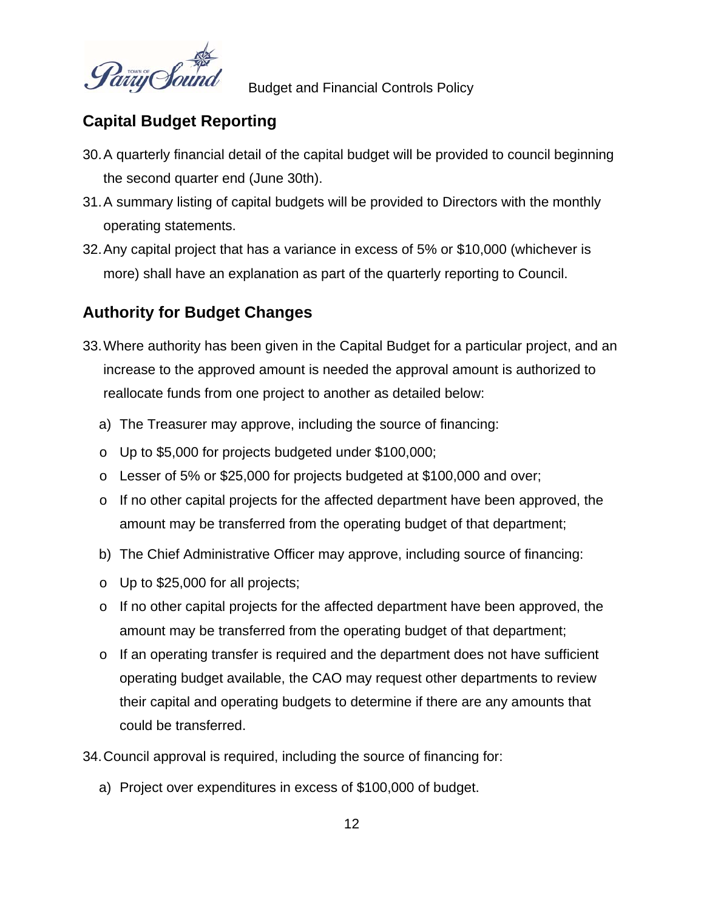## Capital Budget Reporting

30. A quarterly financial detail of the capital budget will be provided to council beginning the second quarter end (June 30th).
31. A summary listing of capital budgets will be provided to Directors with the monthly operating statements.
32. Any capital project that has a variance in excess of 5% or $10,000 (whichever is more) shall have an explanation as part of the quarterly reporting to Council.

## Authority for Budget Changes

33. Where authority has been given in the Capital Budget for a particular project, and an increase to the approved amount is needed the approval amount is authorized to reallocate funds from one project to another as detailed below:

    a) The Treasurer may approve, including the source of financing:

    - Up to $5,000 for projects budgeted under $100,000;
    - Lesser of 5% or $25,000 for projects budgeted at $100,000 and over;
    - If no other capital projects for the affected department have been approved, the amount may be transferred from the operating budget of that department;

    b) The Chief Administrative Officer may approve, including source of financing:

    - Up to $25,000 for all projects;
    - If no other capital projects for the affected department have been approved, the amount may be transferred from the operating budget of that department;
    - If an operating transfer is required and the department does not have sufficient operating budget available, the CAO may request other departments to review their capital and operating budgets to determine if there are any amounts that could be transferred.

34. Council approval is required, including the source of financing for:

    a) Project over expenditures in excess of $100,000 of budget.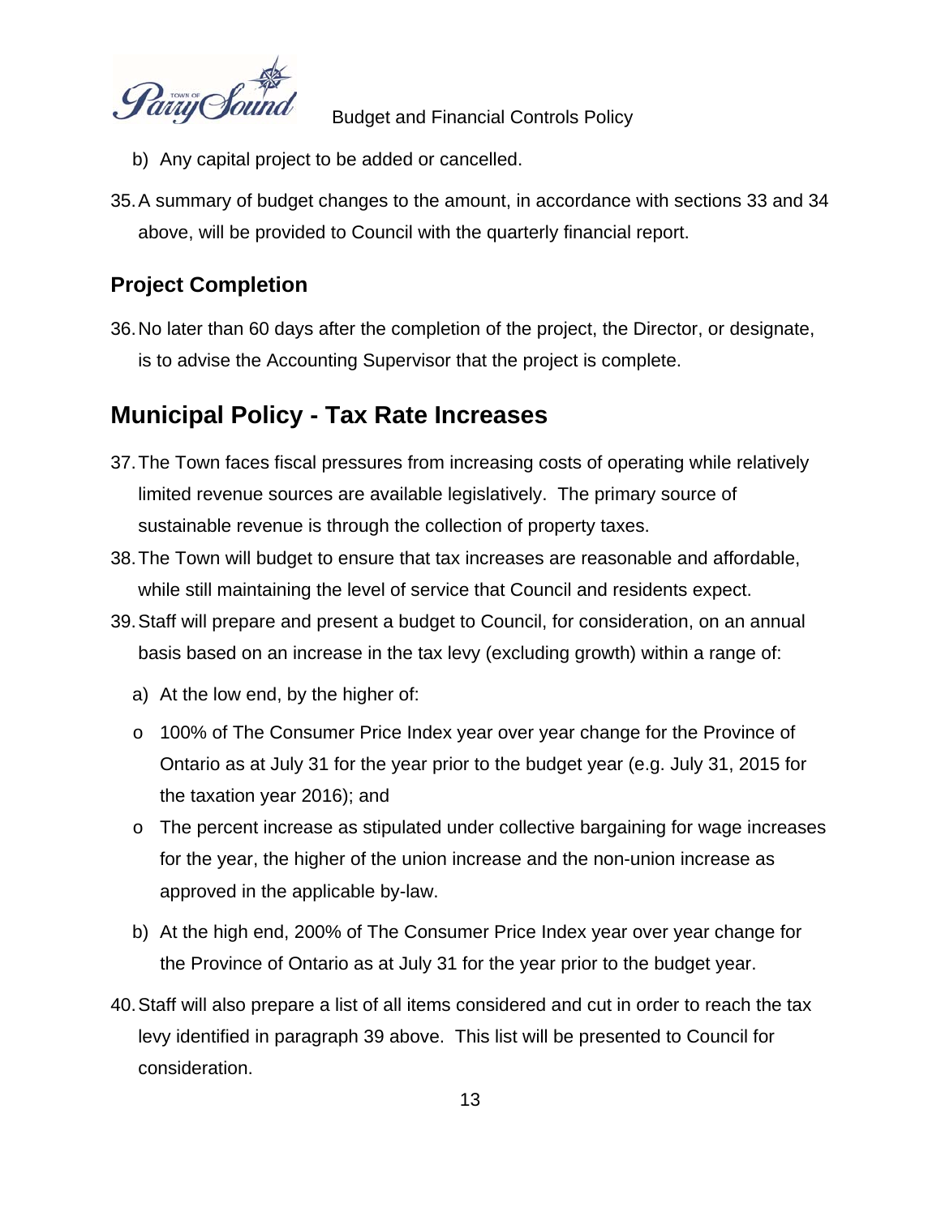b) Any capital project to be added or cancelled.

35. A summary of budget changes to the amount, in accordance with sections 33 and 34 above, will be provided to Council with the quarterly financial report.

### Project Completion

36. No later than 60 days after the completion of the project, the Director, or designate, is to advise the Accounting Supervisor that the project is complete.

## Municipal Policy - Tax Rate Increases

37. The Town faces fiscal pressures from increasing costs of operating while relatively limited revenue sources are available legislatively. The primary source of sustainable revenue is through the collection of property taxes.
38. The Town will budget to ensure that tax increases are reasonable and affordable, while still maintaining the level of service that Council and residents expect.
39. Staff will prepare and present a budget to Council, for consideration, on an annual basis based on an increase in the tax levy (excluding growth) within a range of:

    a) At the low end, by the higher of:

    - 100% of The Consumer Price Index year over year change for the Province of Ontario as at July 31 for the year prior to the budget year (e.g. July 31, 2015 for the taxation year 2016); and
    - The percent increase as stipulated under collective bargaining for wage increases for the year, the higher of the union increase and the non-union increase as approved in the applicable by-law.

    b) At the high end, 200% of The Consumer Price Index year over year change for the Province of Ontario as at July 31 for the year prior to the budget year.

40. Staff will also prepare a list of all items considered and cut in order to reach the tax levy identified in paragraph 39 above. This list will be presented to Council for consideration.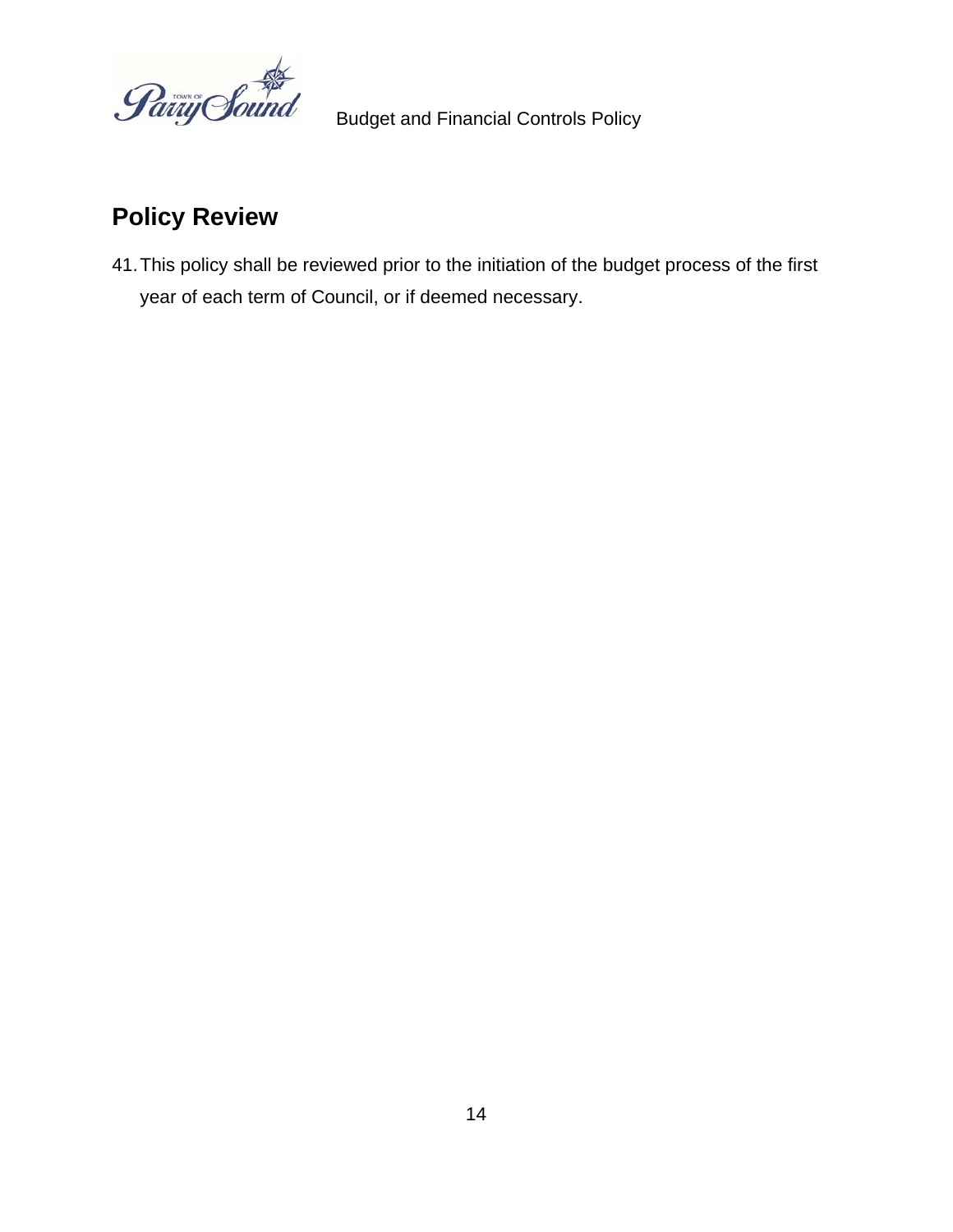## Policy Review

41. This policy shall be reviewed prior to the initiation of the budget process of the first year of each term of Council, or if deemed necessary.